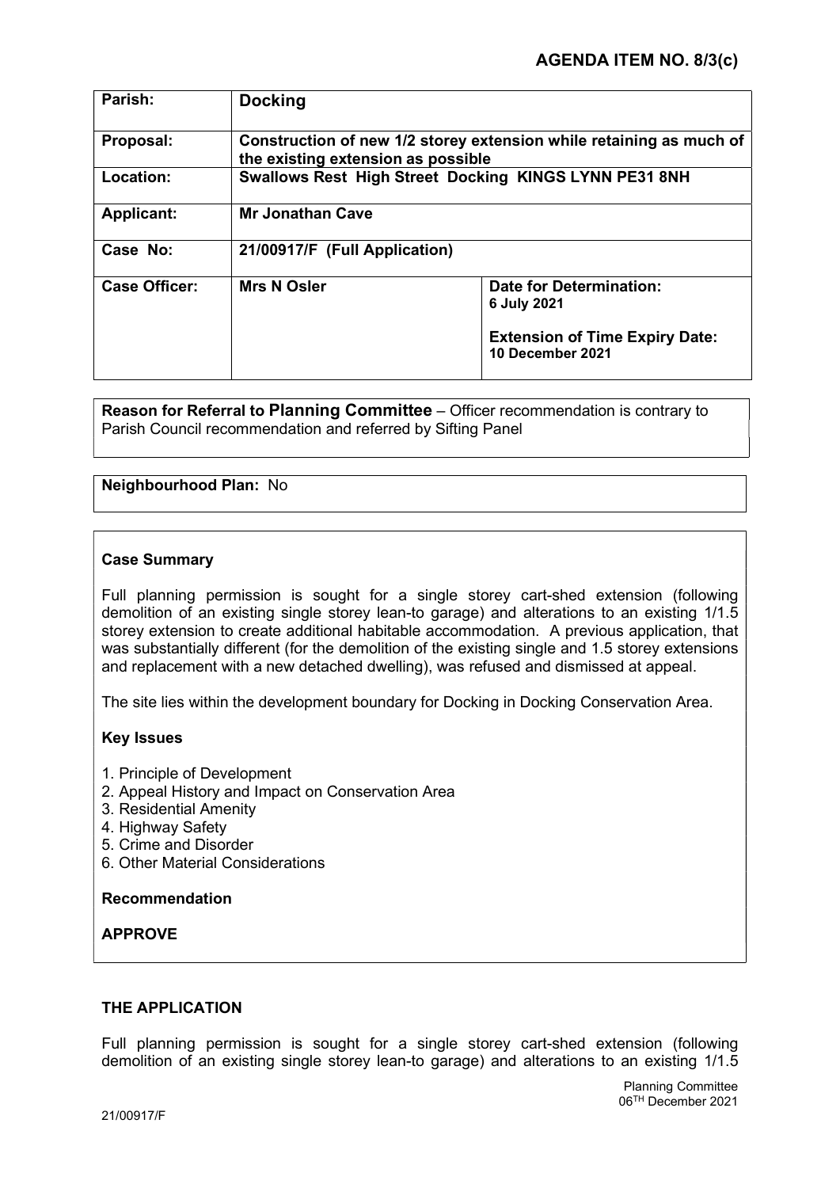**AGENDA ITEM NO. 8/3(c)**

| Parish: | Docking | |
|---|---|---|
| Proposal: | Construction of new 1/2 storey extension while retaining as much of the existing extension as possible | |
| Location: | Swallows Rest High Street Docking KINGS LYNN PE31 8NH | |
| Applicant: | Mr Jonathan Cave | |
| Case No: | 21/00917/F (Full Application) | |
| Case Officer: | Mrs N Osler | Date for Determination: 6 July 2021<br><br>Extension of Time Expiry Date: 10 December 2021 |

**Reason for Referral to Planning Committee** – Officer recommendation is contrary to Parish Council recommendation and referred by Sifting Panel

**Neighbourhood Plan:** No

**Case Summary**

Full planning permission is sought for a single storey cart-shed extension (following demolition of an existing single storey lean-to garage) and alterations to an existing 1/1.5 storey extension to create additional habitable accommodation. A previous application, that was substantially different (for the demolition of the existing single and 1.5 storey extensions and replacement with a new detached dwelling), was refused and dismissed at appeal.

The site lies within the development boundary for Docking in Docking Conservation Area.

**Key Issues**

1. Principle of Development
2. Appeal History and Impact on Conservation Area
3. Residential Amenity
4. Highway Safety
5. Crime and Disorder
6. Other Material Considerations

**Recommendation**

**APPROVE**

**THE APPLICATION**

Full planning permission is sought for a single storey cart-shed extension (following demolition of an existing single storey lean-to garage) and alterations to an existing 1/1.5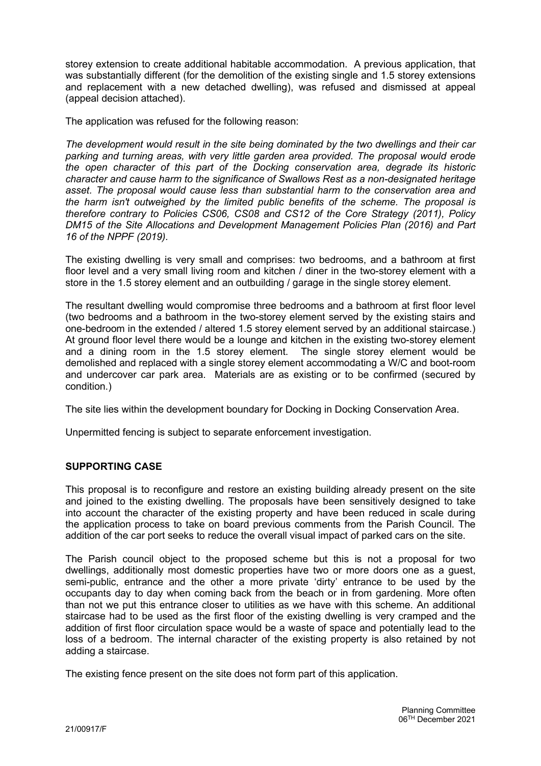storey extension to create additional habitable accommodation. A previous application, that was substantially different (for the demolition of the existing single and 1.5 storey extensions and replacement with a new detached dwelling), was refused and dismissed at appeal (appeal decision attached).

The application was refused for the following reason:

*The development would result in the site being dominated by the two dwellings and their car parking and turning areas, with very little garden area provided. The proposal would erode the open character of this part of the Docking conservation area, degrade its historic character and cause harm to the significance of Swallows Rest as a non-designated heritage asset. The proposal would cause less than substantial harm to the conservation area and the harm isn't outweighed by the limited public benefits of the scheme. The proposal is therefore contrary to Policies CS06, CS08 and CS12 of the Core Strategy (2011), Policy DM15 of the Site Allocations and Development Management Policies Plan (2016) and Part 16 of the NPPF (2019).*

The existing dwelling is very small and comprises: two bedrooms, and a bathroom at first floor level and a very small living room and kitchen / diner in the two-storey element with a store in the 1.5 storey element and an outbuilding / garage in the single storey element.

The resultant dwelling would compromise three bedrooms and a bathroom at first floor level (two bedrooms and a bathroom in the two-storey element served by the existing stairs and one-bedroom in the extended / altered 1.5 storey element served by an additional staircase.) At ground floor level there would be a lounge and kitchen in the existing two-storey element and a dining room in the 1.5 storey element. The single storey element would be demolished and replaced with a single storey element accommodating a W/C and boot-room and undercover car park area. Materials are as existing or to be confirmed (secured by condition.)

The site lies within the development boundary for Docking in Docking Conservation Area.

Unpermitted fencing is subject to separate enforcement investigation.

## SUPPORTING CASE

This proposal is to reconfigure and restore an existing building already present on the site and joined to the existing dwelling. The proposals have been sensitively designed to take into account the character of the existing property and have been reduced in scale during the application process to take on board previous comments from the Parish Council. The addition of the car port seeks to reduce the overall visual impact of parked cars on the site.

The Parish council object to the proposed scheme but this is not a proposal for two dwellings, additionally most domestic properties have two or more doors one as a guest, semi-public, entrance and the other a more private 'dirty' entrance to be used by the occupants day to day when coming back from the beach or in from gardening. More often than not we put this entrance closer to utilities as we have with this scheme. An additional staircase had to be used as the first floor of the existing dwelling is very cramped and the addition of first floor circulation space would be a waste of space and potentially lead to the loss of a bedroom. The internal character of the existing property is also retained by not adding a staircase.

The existing fence present on the site does not form part of this application.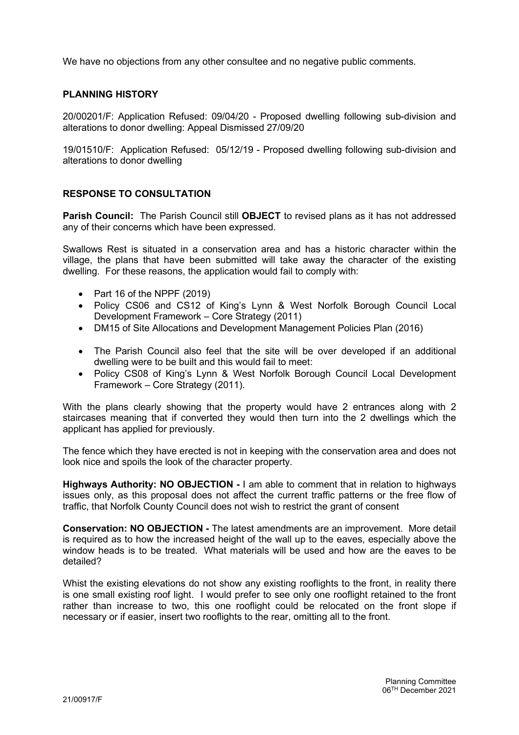We have no objections from any other consultee and no negative public comments.

**PLANNING HISTORY**

20/00201/F: Application Refused: 09/04/20 - Proposed dwelling following sub-division and alterations to donor dwelling: Appeal Dismissed 27/09/20

19/01510/F: Application Refused: 05/12/19 - Proposed dwelling following sub-division and alterations to donor dwelling

**RESPONSE TO CONSULTATION**

**Parish Council:** The Parish Council still **OBJECT** to revised plans as it has not addressed any of their concerns which have been expressed.

Swallows Rest is situated in a conservation area and has a historic character within the village, the plans that have been submitted will take away the character of the existing dwelling. For these reasons, the application would fail to comply with:

- Part 16 of the NPPF (2019)
- Policy CS06 and CS12 of King's Lynn & West Norfolk Borough Council Local Development Framework – Core Strategy (2011)
- DM15 of Site Allocations and Development Management Policies Plan (2016)

- The Parish Council also feel that the site will be over developed if an additional dwelling were to be built and this would fail to meet:
- Policy CS08 of King's Lynn & West Norfolk Borough Council Local Development Framework – Core Strategy (2011).

With the plans clearly showing that the property would have 2 entrances along with 2 staircases meaning that if converted they would then turn into the 2 dwellings which the applicant has applied for previously.

The fence which they have erected is not in keeping with the conservation area and does not look nice and spoils the look of the character property.

**Highways Authority: NO OBJECTION -** I am able to comment that in relation to highways issues only, as this proposal does not affect the current traffic patterns or the free flow of traffic, that Norfolk County Council does not wish to restrict the grant of consent

**Conservation: NO OBJECTION -** The latest amendments are an improvement. More detail is required as to how the increased height of the wall up to the eaves, especially above the window heads is to be treated. What materials will be used and how are the eaves to be detailed?

Whist the existing elevations do not show any existing rooflights to the front, in reality there is one small existing roof light. I would prefer to see only one rooflight retained to the front rather than increase to two, this one rooflight could be relocated on the front slope if necessary or if easier, insert two rooflights to the rear, omitting all to the front.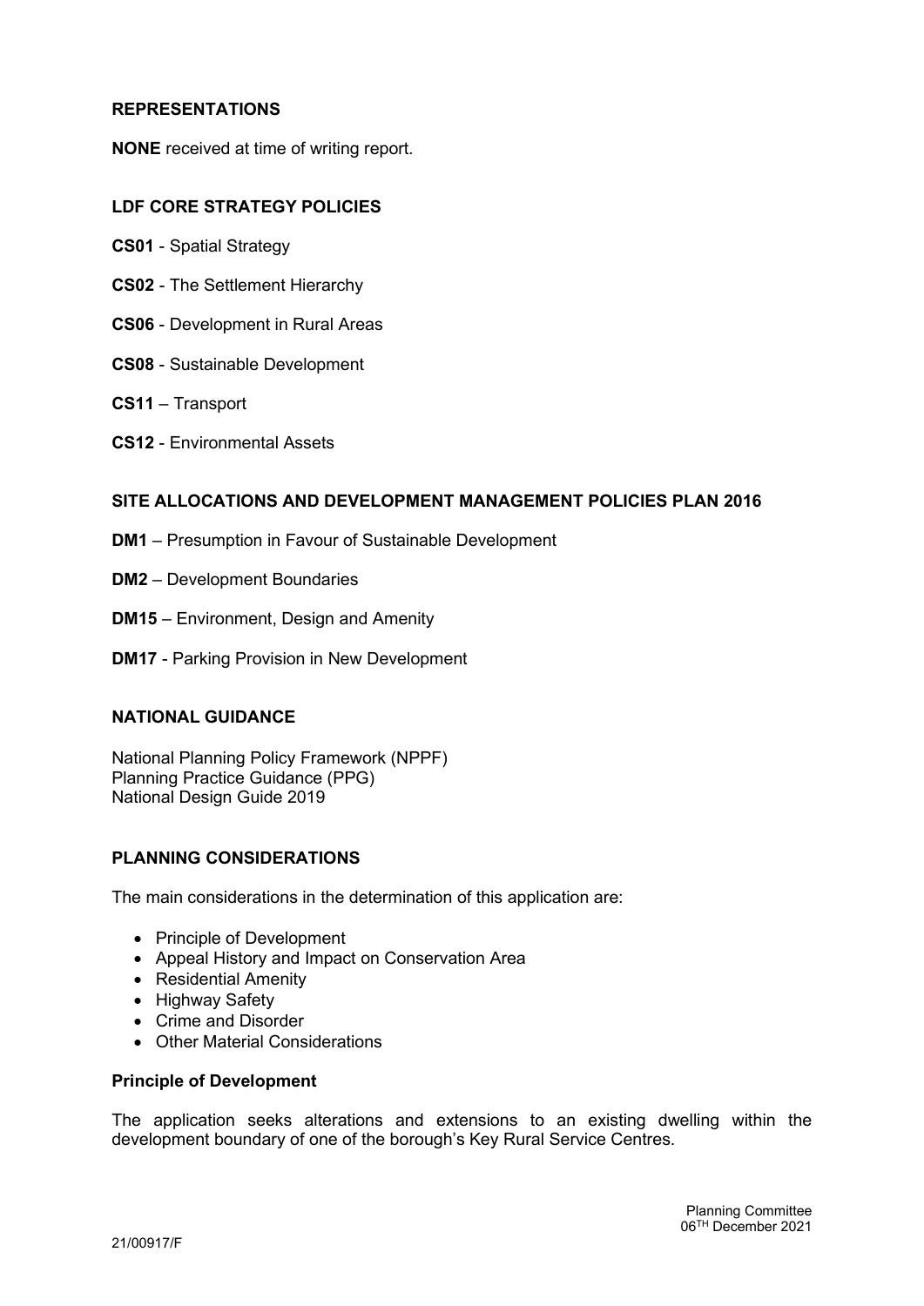**REPRESENTATIONS**

**NONE** received at time of writing report.

**LDF CORE STRATEGY POLICIES**

**CS01** - Spatial Strategy

**CS02** - The Settlement Hierarchy

**CS06** - Development in Rural Areas

**CS08** - Sustainable Development

**CS11** – Transport

**CS12** - Environmental Assets

**SITE ALLOCATIONS AND DEVELOPMENT MANAGEMENT POLICIES PLAN 2016**

**DM1** – Presumption in Favour of Sustainable Development

**DM2** – Development Boundaries

**DM15** – Environment, Design and Amenity

**DM17** - Parking Provision in New Development

**NATIONAL GUIDANCE**

National Planning Policy Framework (NPPF)
Planning Practice Guidance (PPG)
National Design Guide 2019

**PLANNING CONSIDERATIONS**

The main considerations in the determination of this application are:

- Principle of Development
- Appeal History and Impact on Conservation Area
- Residential Amenity
- Highway Safety
- Crime and Disorder
- Other Material Considerations

**Principle of Development**

The application seeks alterations and extensions to an existing dwelling within the development boundary of one of the borough's Key Rural Service Centres.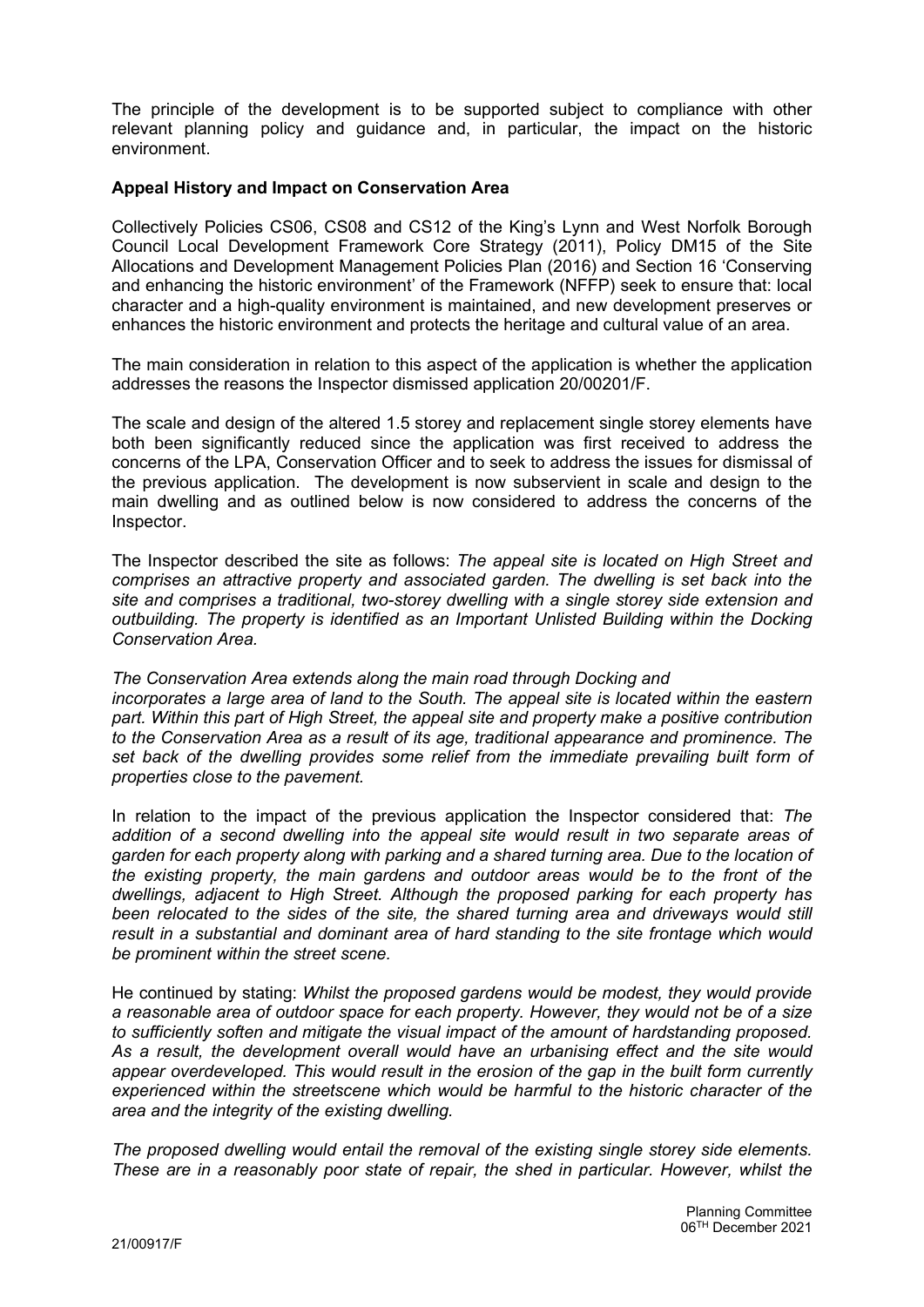The principle of the development is to be supported subject to compliance with other relevant planning policy and guidance and, in particular, the impact on the historic environment.

**Appeal History and Impact on Conservation Area**

Collectively Policies CS06, CS08 and CS12 of the King's Lynn and West Norfolk Borough Council Local Development Framework Core Strategy (2011), Policy DM15 of the Site Allocations and Development Management Policies Plan (2016) and Section 16 'Conserving and enhancing the historic environment' of the Framework (NFFP) seek to ensure that: local character and a high-quality environment is maintained, and new development preserves or enhances the historic environment and protects the heritage and cultural value of an area.

The main consideration in relation to this aspect of the application is whether the application addresses the reasons the Inspector dismissed application 20/00201/F.

The scale and design of the altered 1.5 storey and replacement single storey elements have both been significantly reduced since the application was first received to address the concerns of the LPA, Conservation Officer and to seek to address the issues for dismissal of the previous application. The development is now subservient in scale and design to the main dwelling and as outlined below is now considered to address the concerns of the Inspector.

The Inspector described the site as follows: *The appeal site is located on High Street and comprises an attractive property and associated garden. The dwelling is set back into the site and comprises a traditional, two-storey dwelling with a single storey side extension and outbuilding. The property is identified as an Important Unlisted Building within the Docking Conservation Area.*

*The Conservation Area extends along the main road through Docking and incorporates a large area of land to the South. The appeal site is located within the eastern part. Within this part of High Street, the appeal site and property make a positive contribution to the Conservation Area as a result of its age, traditional appearance and prominence. The set back of the dwelling provides some relief from the immediate prevailing built form of properties close to the pavement.*

In relation to the impact of the previous application the Inspector considered that: *The addition of a second dwelling into the appeal site would result in two separate areas of garden for each property along with parking and a shared turning area. Due to the location of the existing property, the main gardens and outdoor areas would be to the front of the dwellings, adjacent to High Street. Although the proposed parking for each property has been relocated to the sides of the site, the shared turning area and driveways would still result in a substantial and dominant area of hard standing to the site frontage which would be prominent within the street scene.*

He continued by stating: *Whilst the proposed gardens would be modest, they would provide a reasonable area of outdoor space for each property. However, they would not be of a size to sufficiently soften and mitigate the visual impact of the amount of hardstanding proposed. As a result, the development overall would have an urbanising effect and the site would appear overdeveloped. This would result in the erosion of the gap in the built form currently experienced within the streetscene which would be harmful to the historic character of the area and the integrity of the existing dwelling.*

*The proposed dwelling would entail the removal of the existing single storey side elements. These are in a reasonably poor state of repair, the shed in particular. However, whilst the*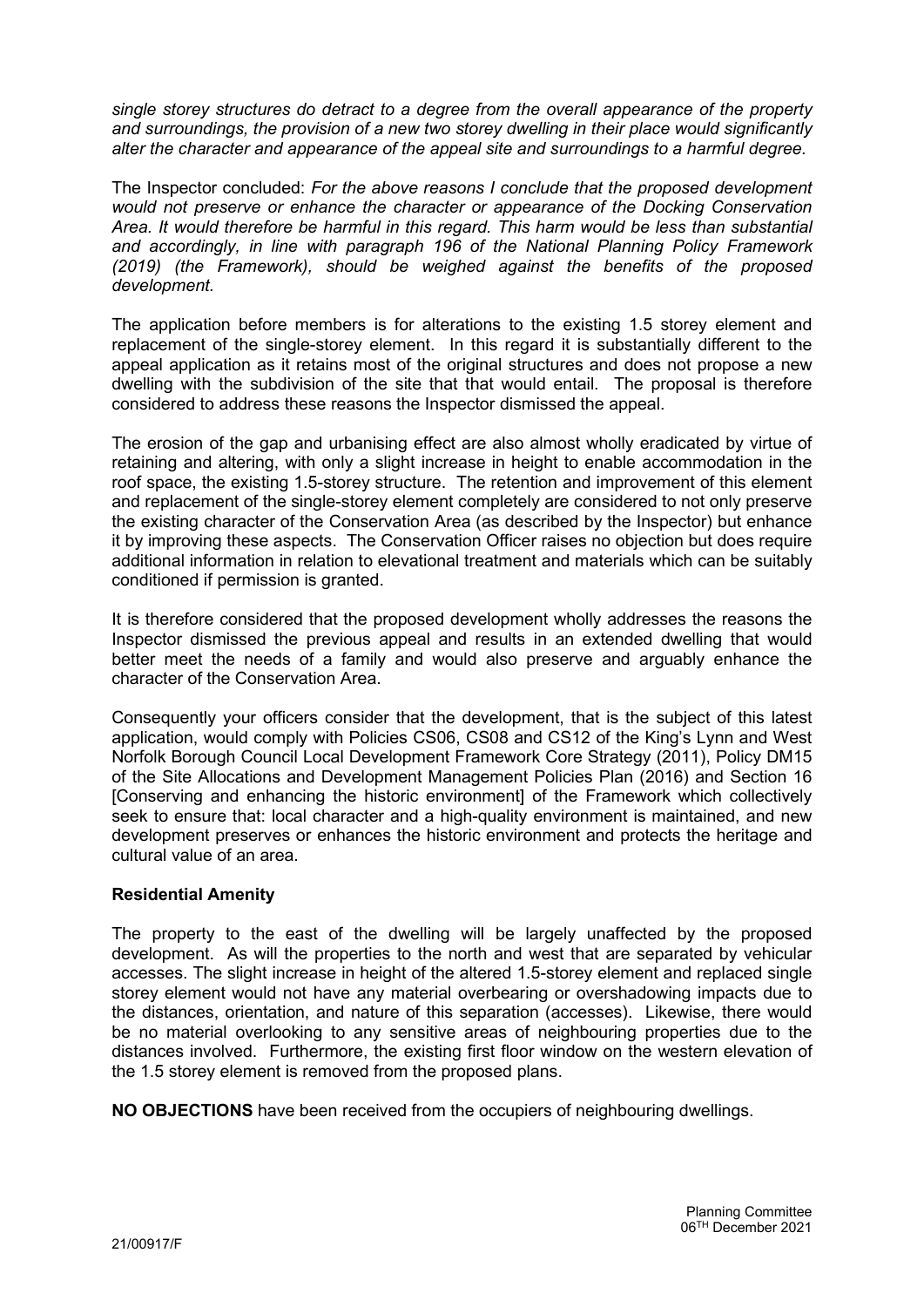*single storey structures do detract to a degree from the overall appearance of the property and surroundings, the provision of a new two storey dwelling in their place would significantly alter the character and appearance of the appeal site and surroundings to a harmful degree.*

The Inspector concluded: *For the above reasons I conclude that the proposed development would not preserve or enhance the character or appearance of the Docking Conservation Area. It would therefore be harmful in this regard. This harm would be less than substantial and accordingly, in line with paragraph 196 of the National Planning Policy Framework (2019) (the Framework), should be weighed against the benefits of the proposed development.*

The application before members is for alterations to the existing 1.5 storey element and replacement of the single-storey element. In this regard it is substantially different to the appeal application as it retains most of the original structures and does not propose a new dwelling with the subdivision of the site that that would entail. The proposal is therefore considered to address these reasons the Inspector dismissed the appeal.

The erosion of the gap and urbanising effect are also almost wholly eradicated by virtue of retaining and altering, with only a slight increase in height to enable accommodation in the roof space, the existing 1.5-storey structure. The retention and improvement of this element and replacement of the single-storey element completely are considered to not only preserve the existing character of the Conservation Area (as described by the Inspector) but enhance it by improving these aspects. The Conservation Officer raises no objection but does require additional information in relation to elevational treatment and materials which can be suitably conditioned if permission is granted.

It is therefore considered that the proposed development wholly addresses the reasons the Inspector dismissed the previous appeal and results in an extended dwelling that would better meet the needs of a family and would also preserve and arguably enhance the character of the Conservation Area.

Consequently your officers consider that the development, that is the subject of this latest application, would comply with Policies CS06, CS08 and CS12 of the King's Lynn and West Norfolk Borough Council Local Development Framework Core Strategy (2011), Policy DM15 of the Site Allocations and Development Management Policies Plan (2016) and Section 16 [Conserving and enhancing the historic environment] of the Framework which collectively seek to ensure that: local character and a high-quality environment is maintained, and new development preserves or enhances the historic environment and protects the heritage and cultural value of an area.

**Residential Amenity**

The property to the east of the dwelling will be largely unaffected by the proposed development. As will the properties to the north and west that are separated by vehicular accesses. The slight increase in height of the altered 1.5-storey element and replaced single storey element would not have any material overbearing or overshadowing impacts due to the distances, orientation, and nature of this separation (accesses). Likewise, there would be no material overlooking to any sensitive areas of neighbouring properties due to the distances involved. Furthermore, the existing first floor window on the western elevation of the 1.5 storey element is removed from the proposed plans.

**NO OBJECTIONS** have been received from the occupiers of neighbouring dwellings.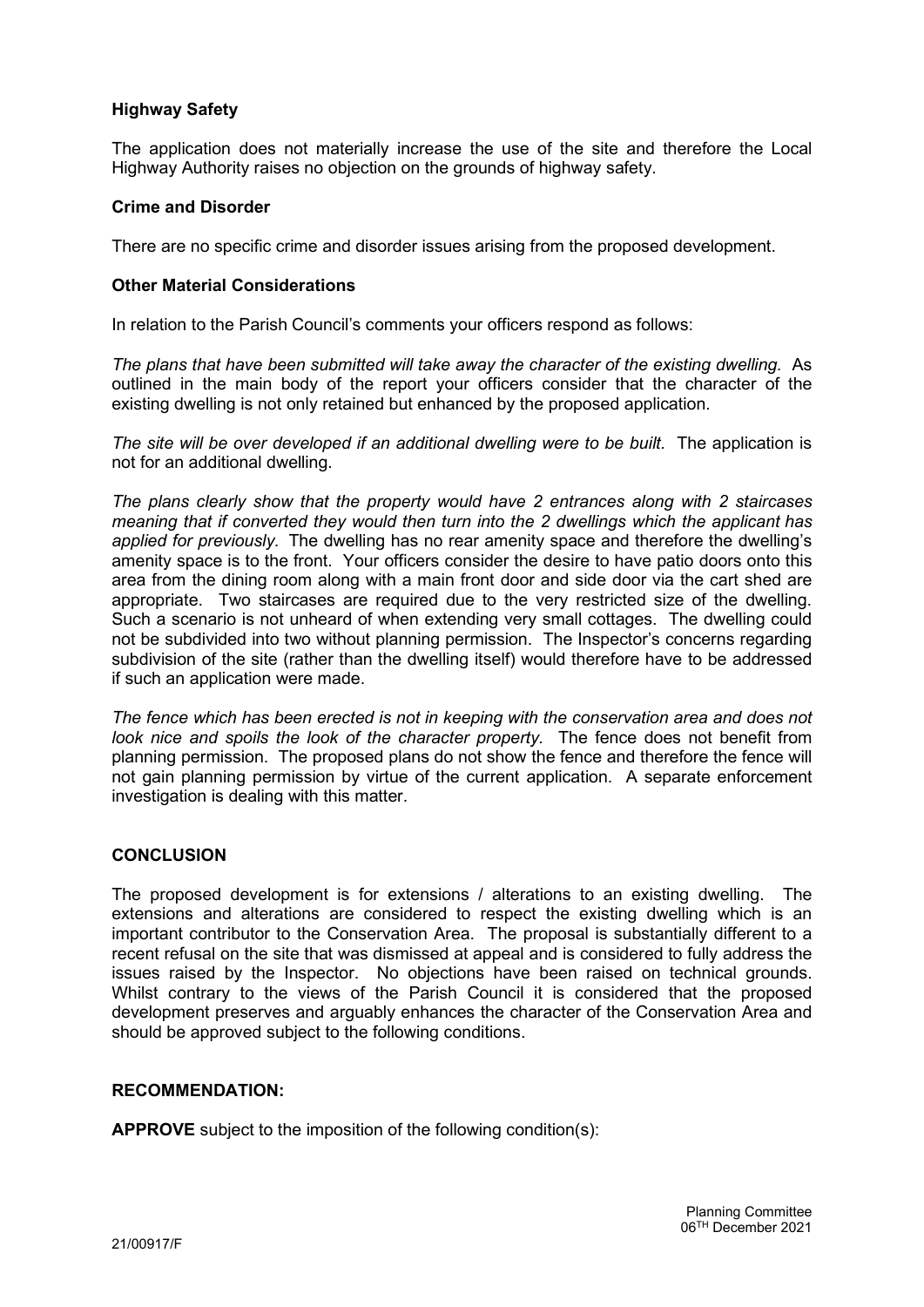**Highway Safety**

The application does not materially increase the use of the site and therefore the Local Highway Authority raises no objection on the grounds of highway safety.

**Crime and Disorder**

There are no specific crime and disorder issues arising from the proposed development.

**Other Material Considerations**

In relation to the Parish Council's comments your officers respond as follows:

*The plans that have been submitted will take away the character of the existing dwelling.* As outlined in the main body of the report your officers consider that the character of the existing dwelling is not only retained but enhanced by the proposed application.

*The site will be over developed if an additional dwelling were to be built.* The application is not for an additional dwelling.

*The plans clearly show that the property would have 2 entrances along with 2 staircases meaning that if converted they would then turn into the 2 dwellings which the applicant has applied for previously.* The dwelling has no rear amenity space and therefore the dwelling's amenity space is to the front. Your officers consider the desire to have patio doors onto this area from the dining room along with a main front door and side door via the cart shed are appropriate. Two staircases are required due to the very restricted size of the dwelling. Such a scenario is not unheard of when extending very small cottages. The dwelling could not be subdivided into two without planning permission. The Inspector's concerns regarding subdivision of the site (rather than the dwelling itself) would therefore have to be addressed if such an application were made.

*The fence which has been erected is not in keeping with the conservation area and does not look nice and spoils the look of the character property.* The fence does not benefit from planning permission. The proposed plans do not show the fence and therefore the fence will not gain planning permission by virtue of the current application. A separate enforcement investigation is dealing with this matter.

**CONCLUSION**

The proposed development is for extensions / alterations to an existing dwelling. The extensions and alterations are considered to respect the existing dwelling which is an important contributor to the Conservation Area. The proposal is substantially different to a recent refusal on the site that was dismissed at appeal and is considered to fully address the issues raised by the Inspector. No objections have been raised on technical grounds. Whilst contrary to the views of the Parish Council it is considered that the proposed development preserves and arguably enhances the character of the Conservation Area and should be approved subject to the following conditions.

**RECOMMENDATION:**

**APPROVE** subject to the imposition of the following condition(s):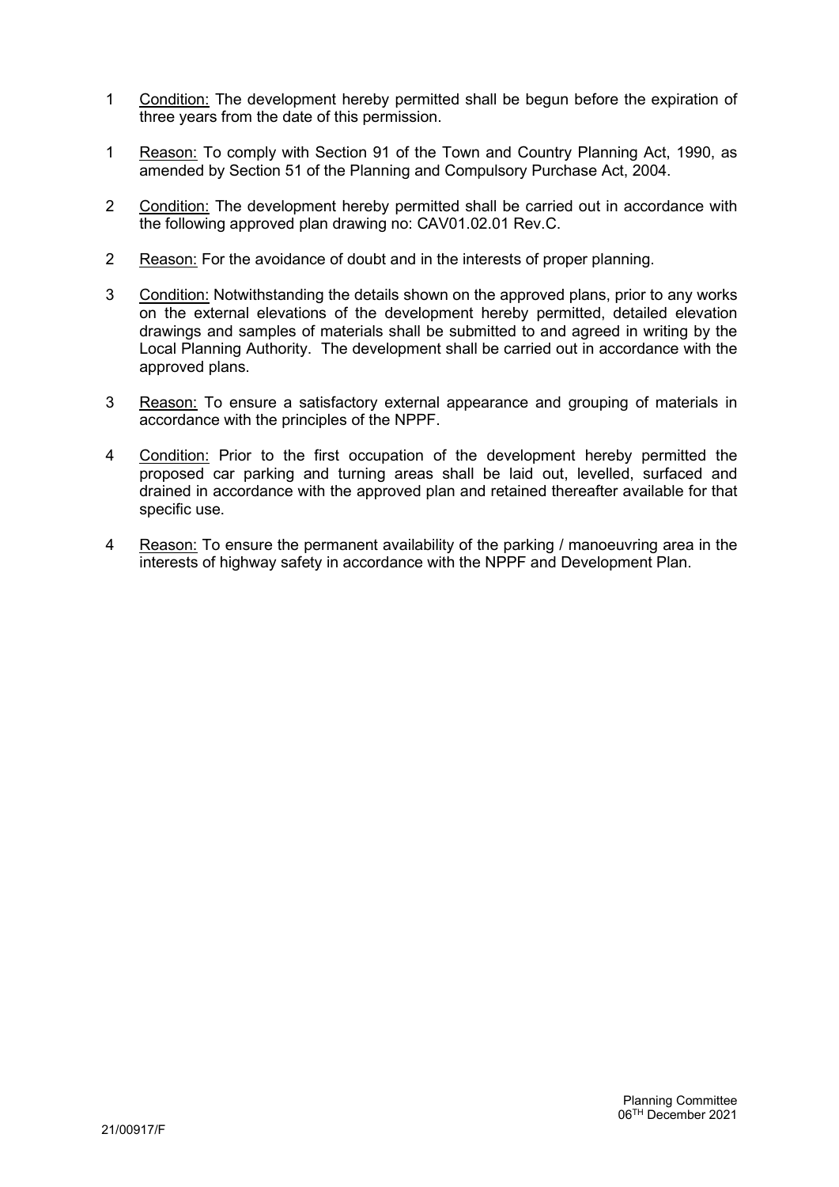1 Condition: The development hereby permitted shall be begun before the expiration of three years from the date of this permission.

1 Reason: To comply with Section 91 of the Town and Country Planning Act, 1990, as amended by Section 51 of the Planning and Compulsory Purchase Act, 2004.

2 Condition: The development hereby permitted shall be carried out in accordance with the following approved plan drawing no: CAV01.02.01 Rev.C.

2 Reason: For the avoidance of doubt and in the interests of proper planning.

3 Condition: Notwithstanding the details shown on the approved plans, prior to any works on the external elevations of the development hereby permitted, detailed elevation drawings and samples of materials shall be submitted to and agreed in writing by the Local Planning Authority. The development shall be carried out in accordance with the approved plans.

3 Reason: To ensure a satisfactory external appearance and grouping of materials in accordance with the principles of the NPPF.

4 Condition: Prior to the first occupation of the development hereby permitted the proposed car parking and turning areas shall be laid out, levelled, surfaced and drained in accordance with the approved plan and retained thereafter available for that specific use.

4 Reason: To ensure the permanent availability of the parking / manoeuvring area in the interests of highway safety in accordance with the NPPF and Development Plan.